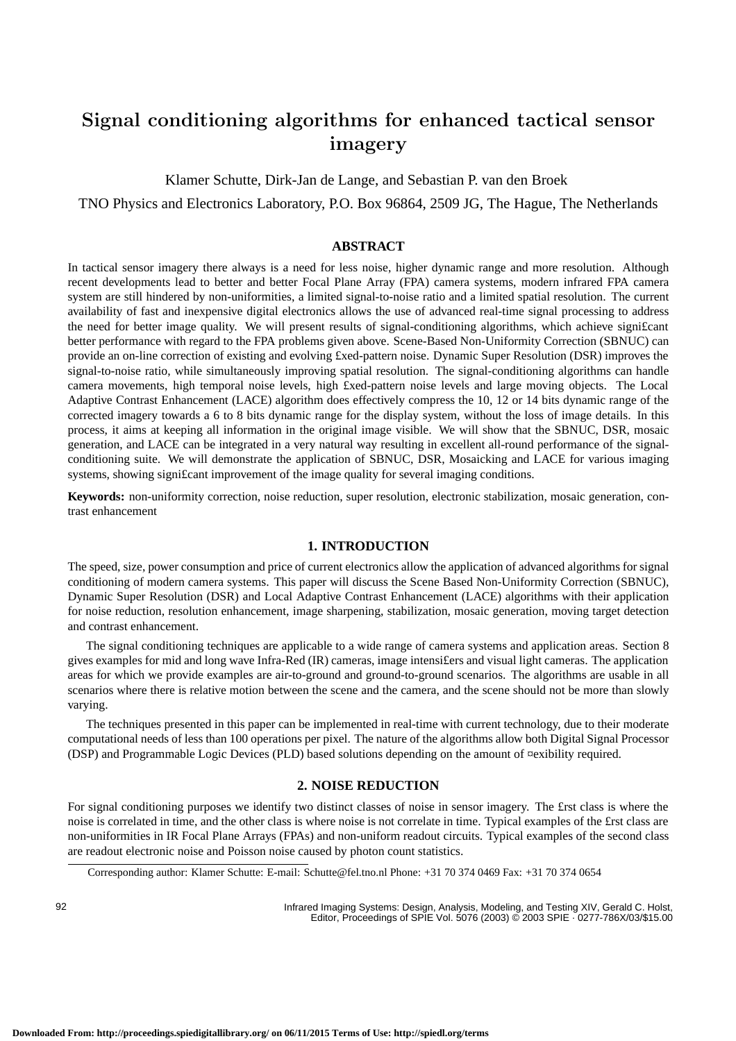# Signal conditioning algorithms for enhanced tactical sensor imagery

Klamer Schutte, Dirk-Jan de Lange, and Sebastian P. van den Broek

TNO Physics and Electronics Laboratory, P.O. Box 96864, 2509 JG, The Hague, The Netherlands

## ABSTRACT

In tactical sensor imagery there always is a need for less noise, higher dynamic range and more resolution. Although recent developments lead to better and better Focal Plane Array (FPA) camera systems, modern infrared FPA camera system are still hindered by non-uniformities, a limited signal-to-noise ratio and a limited spatial resolution. The current availability of fast and inexpensive digital electronics allows the use of advanced real-time signal processing to address the need for better image quality. We will present results of signal-conditioning algorithms, which achieve signi£cant better performance with regard to the FPA problems given above. Scene-Based Non-Uniformity Correction (SBNUC) can provide an on-line correction of existing and evolving £xed-pattern noise. Dynamic Super Resolution (DSR) improves the signal-to-noise ratio, while simultaneously improving spatial resolution. The signal-conditioning algorithms can handle camera movements, high temporal noise levels, high £xed-pattern noise levels and large moving objects. The Local Adaptive Contrast Enhancement (LACE) algorithm does effectively compress the 10, 12 or 14 bits dynamic range of the corrected imagery towards a 6 to 8 bits dynamic range for the display system, without the loss of image details. In this process, it aims at keeping all information in the original image visible. We will show that the SBNUC, DSR, mosaic generation, and LACE can be integrated in a very natural way resulting in excellent all-round performance of the signal-conditioning suite. We will demonstrate the application of SBNUC, DSR, Mosaicking and LACE for various imaging systems, showing signi£cant improvement of the image quality for several imaging conditions.

**Keywords:** non-uniformity correction, noise reduction, super resolution, electronic stabilization, mosaic generation, contrast enhancement

## 1. INTRODUCTION

The speed, size, power consumption and price of current electronics allow the application of advanced algorithms for signal conditioning of modern camera systems. This paper will discuss the Scene Based Non-Uniformity Correction (SBNUC), Dynamic Super Resolution (DSR) and Local Adaptive Contrast Enhancement (LACE) algorithms with their application for noise reduction, resolution enhancement, image sharpening, stabilization, mosaic generation, moving target detection and contrast enhancement.

The signal conditioning techniques are applicable to a wide range of camera systems and application areas. Section 8 gives examples for mid and long wave Infra-Red (IR) cameras, image intensi£ers and visual light cameras. The application areas for which we provide examples are air-to-ground and ground-to-ground scenarios. The algorithms are usable in all scenarios where there is relative motion between the scene and the camera, and the scene should not be more than slowly varying.

The techniques presented in this paper can be implemented in real-time with current technology, due to their moderate computational needs of less than 100 operations per pixel. The nature of the algorithms allow both Digital Signal Processor (DSP) and Programmable Logic Devices (PLD) based solutions depending on the amount of ¤exibility required.

## 2. NOISE REDUCTION

For signal conditioning purposes we identify two distinct classes of noise in sensor imagery. The £rst class is where the noise is correlated in time, and the other class is where noise is not correlate in time. Typical examples of the £rst class are non-uniformities in IR Focal Plane Arrays (FPAs) and non-uniform readout circuits. Typical examples of the second class are readout electronic noise and Poisson noise caused by photon count statistics.

Corresponding author: Klamer Schutte: E-mail: Schutte@fel.tno.nl Phone: +31 70 374 0469 Fax: +31 70 374 0654

Infrared Imaging Systems: Design, Analysis, Modeling, and Testing XIV, Gerald C. Holst, Editor, Proceedings of SPIE Vol. 5076 (2003) © 2003 SPIE · 0277-786X/03/$15.00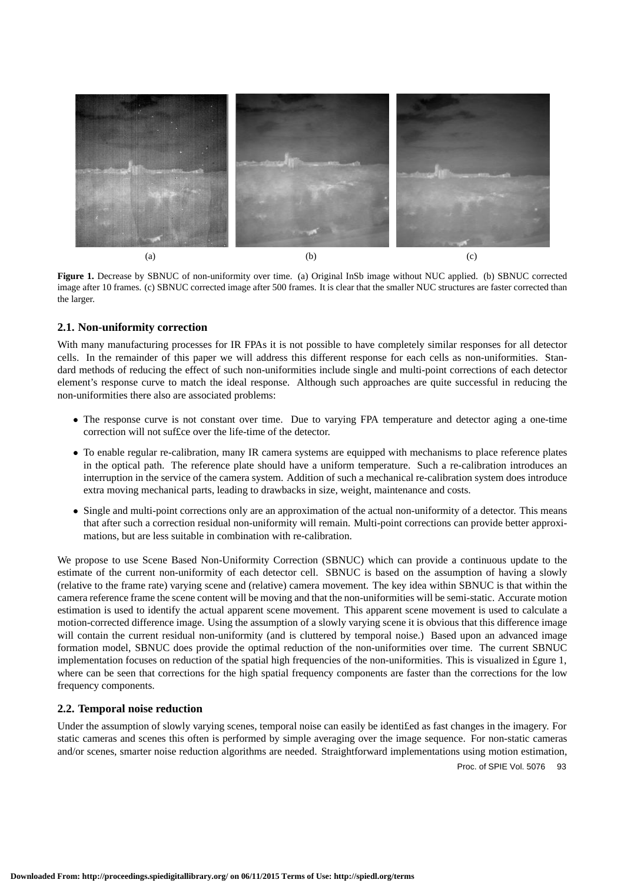(a) (b) (c)

**Figure 1.** Decrease by SBNUC of non-uniformity over time. (a) Original InSb image without NUC applied. (b) SBNUC corrected image after 10 frames. (c) SBNUC corrected image after 500 frames. It is clear that the smaller NUC structures are faster corrected than the larger.

### 2.1. Non-uniformity correction

With many manufacturing processes for IR FPAs it is not possible to have completely similar responses for all detector cells. In the remainder of this paper we will address this different response for each cells as non-uniformities. Standard methods of reducing the effect of such non-uniformities include single and multi-point corrections of each detector element's response curve to match the ideal response. Although such approaches are quite successful in reducing the non-uniformities there also are associated problems:

- The response curve is not constant over time. Due to varying FPA temperature and detector aging a one-time correction will not suffice over the life-time of the detector.
- To enable regular re-calibration, many IR camera systems are equipped with mechanisms to place reference plates in the optical path. The reference plate should have a uniform temperature. Such a re-calibration introduces an interruption in the service of the camera system. Addition of such a mechanical re-calibration system does introduce extra moving mechanical parts, leading to drawbacks in size, weight, maintenance and costs.
- Single and multi-point corrections only are an approximation of the actual non-uniformity of a detector. This means that after such a correction residual non-uniformity will remain. Multi-point corrections can provide better approximations, but are less suitable in combination with re-calibration.

We propose to use Scene Based Non-Uniformity Correction (SBNUC) which can provide a continuous update to the estimate of the current non-uniformity of each detector cell. SBNUC is based on the assumption of having a slowly (relative to the frame rate) varying scene and (relative) camera movement. The key idea within SBNUC is that within the camera reference frame the scene content will be moving and that the non-uniformities will be semi-static. Accurate motion estimation is used to identify the actual apparent scene movement. This apparent scene movement is used to calculate a motion-corrected difference image. Using the assumption of a slowly varying scene it is obvious that this difference image will contain the current residual non-uniformity (and is cluttered by temporal noise.) Based upon an advanced image formation model, SBNUC does provide the optimal reduction of the non-uniformities over time. The current SBNUC implementation focuses on reduction of the spatial high frequencies of the non-uniformities. This is visualized in figure 1, where can be seen that corrections for the high spatial frequency components are faster than the corrections for the low frequency components.

### 2.2. Temporal noise reduction

Under the assumption of slowly varying scenes, temporal noise can easily be identified as fast changes in the imagery. For static cameras and scenes this often is performed by simple averaging over the image sequence. For non-static cameras and/or scenes, smarter noise reduction algorithms are needed. Straightforward implementations using motion estimation,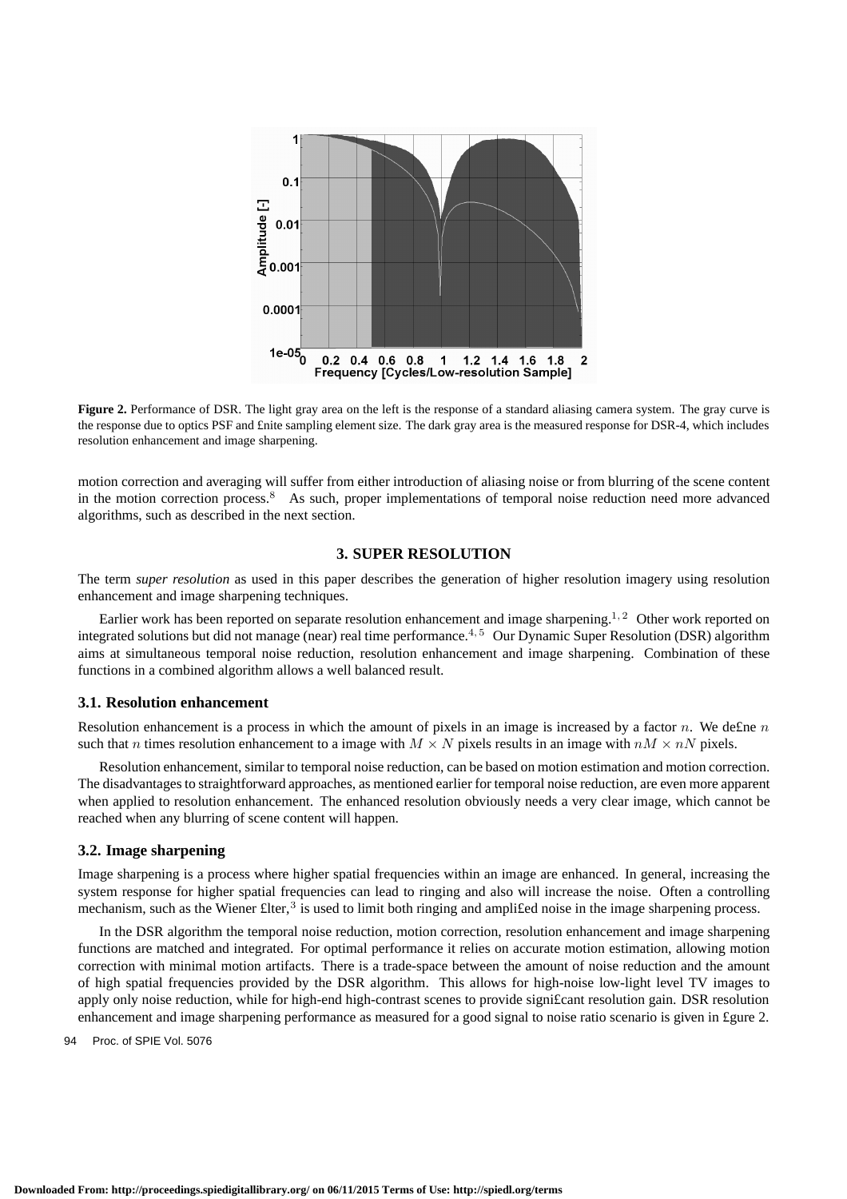1

0.1

0.01

Amplitude [-]

0.001

0.0001

1e-05

0 0.2 0.4 0.6 0.8 1 1.2 1.4 1.6 1.8 2

Frequency [Cycles/Low-resolution Sample]

**Figure 2.** Performance of DSR. The light gray area on the left is the response of a standard aliasing camera system. The gray curve is the response due to optics PSF and finite sampling element size. The dark gray area is the measured response for DSR-4, which includes resolution enhancement and image sharpening.

motion correction and averaging will suffer from either introduction of aliasing noise or from blurring of the scene content in the motion correction process.[8] As such, proper implementations of temporal noise reduction need more advanced algorithms, such as described in the next section.

## 3. SUPER RESOLUTION

The term *super resolution* as used in this paper describes the generation of higher resolution imagery using resolution enhancement and image sharpening techniques.

Earlier work has been reported on separate resolution enhancement and image sharpening.[1, 2] Other work reported on integrated solutions but did not manage (near) real time performance.[4, 5] Our Dynamic Super Resolution (DSR) algorithm aims at simultaneous temporal noise reduction, resolution enhancement and image sharpening. Combination of these functions in a combined algorithm allows a well balanced result.

### 3.1. Resolution enhancement

Resolution enhancement is a process in which the amount of pixels in an image is increased by a factor $n$. We define $n$ such that $n$ times resolution enhancement to a image with $M \times N$ pixels results in an image with $nM \times nN$ pixels.

Resolution enhancement, similar to temporal noise reduction, can be based on motion estimation and motion correction. The disadvantages to straightforward approaches, as mentioned earlier for temporal noise reduction, are even more apparent when applied to resolution enhancement. The enhanced resolution obviously needs a very clear image, which cannot be reached when any blurring of scene content will happen.

### 3.2. Image sharpening

Image sharpening is a process where higher spatial frequencies within an image are enhanced. In general, increasing the system response for higher spatial frequencies can lead to ringing and also will increase the noise. Often a controlling mechanism, such as the Wiener filter,[3] is used to limit both ringing and amplified noise in the image sharpening process.

In the DSR algorithm the temporal noise reduction, motion correction, resolution enhancement and image sharpening functions are matched and integrated. For optimal performance it relies on accurate motion estimation, allowing motion correction with minimal motion artifacts. There is a trade-space between the amount of noise reduction and the amount of high spatial frequencies provided by the DSR algorithm. This allows for high-noise low-light level TV images to apply only noise reduction, while for high-end high-contrast scenes to provide significant resolution gain. DSR resolution enhancement and image sharpening performance as measured for a good signal to noise ratio scenario is given in figure 2.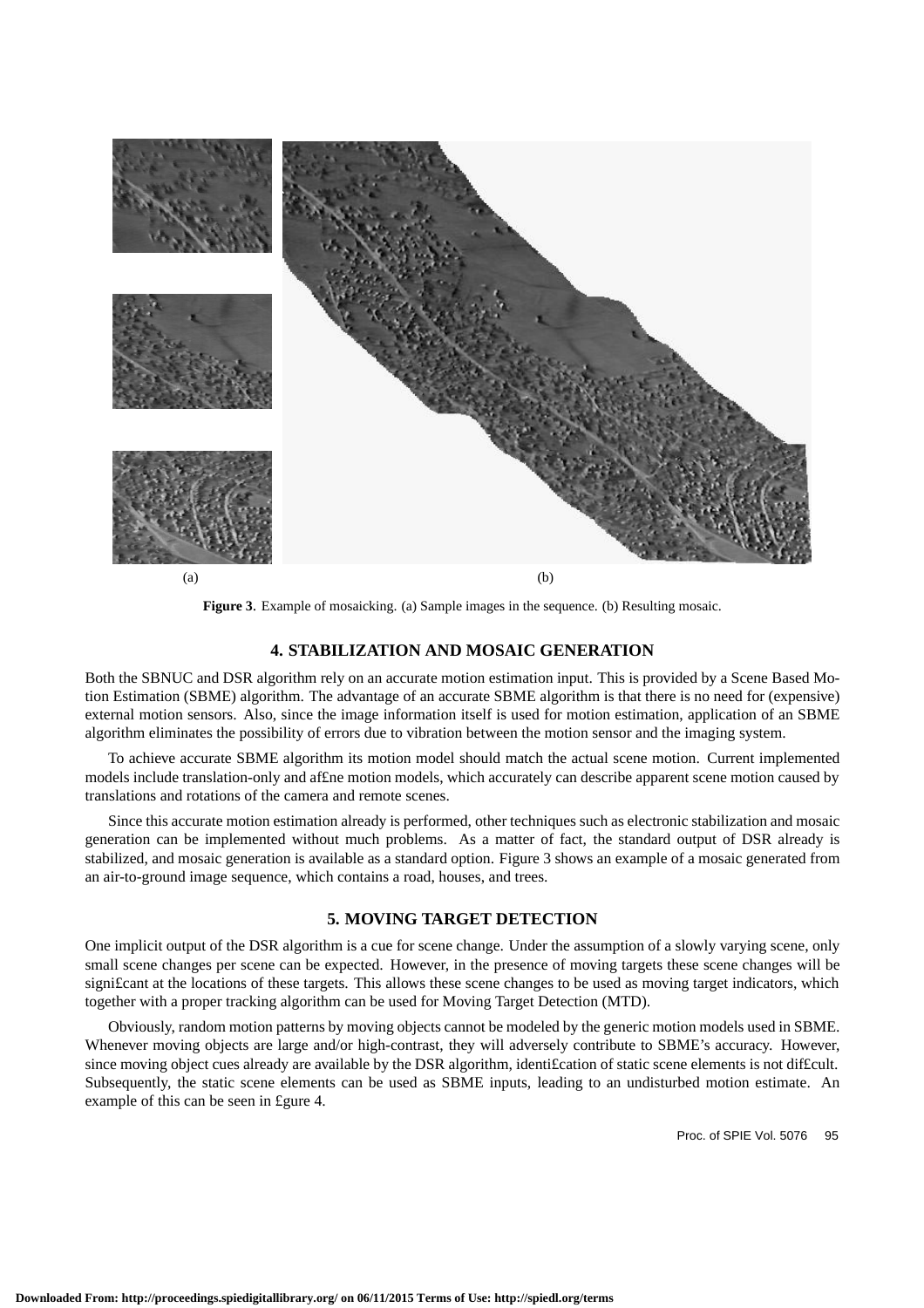(a) (b)

**Figure 3**. Example of mosaicking. (a) Sample images in the sequence. (b) Resulting mosaic.

## 4. STABILIZATION AND MOSAIC GENERATION

Both the SBNUC and DSR algorithm rely on an accurate motion estimation input. This is provided by a Scene Based Motion Estimation (SBME) algorithm. The advantage of an accurate SBME algorithm is that there is no need for (expensive) external motion sensors. Also, since the image information itself is used for motion estimation, application of an SBME algorithm eliminates the possibility of errors due to vibration between the motion sensor and the imaging system.

To achieve accurate SBME algorithm its motion model should match the actual scene motion. Current implemented models include translation-only and af£ne motion models, which accurately can describe apparent scene motion caused by translations and rotations of the camera and remote scenes.

Since this accurate motion estimation already is performed, other techniques such as electronic stabilization and mosaic generation can be implemented without much problems. As a matter of fact, the standard output of DSR already is stabilized, and mosaic generation is available as a standard option. Figure 3 shows an example of a mosaic generated from an air-to-ground image sequence, which contains a road, houses, and trees.

## 5. MOVING TARGET DETECTION

One implicit output of the DSR algorithm is a cue for scene change. Under the assumption of a slowly varying scene, only small scene changes per scene can be expected. However, in the presence of moving targets these scene changes will be signi£cant at the locations of these targets. This allows these scene changes to be used as moving target indicators, which together with a proper tracking algorithm can be used for Moving Target Detection (MTD).

Obviously, random motion patterns by moving objects cannot be modeled by the generic motion models used in SBME. Whenever moving objects are large and/or high-contrast, they will adversely contribute to SBME's accuracy. However, since moving object cues already are available by the DSR algorithm, identi£cation of static scene elements is not dif£cult. Subsequently, the static scene elements can be used as SBME inputs, leading to an undisturbed motion estimate. An example of this can be seen in £gure 4.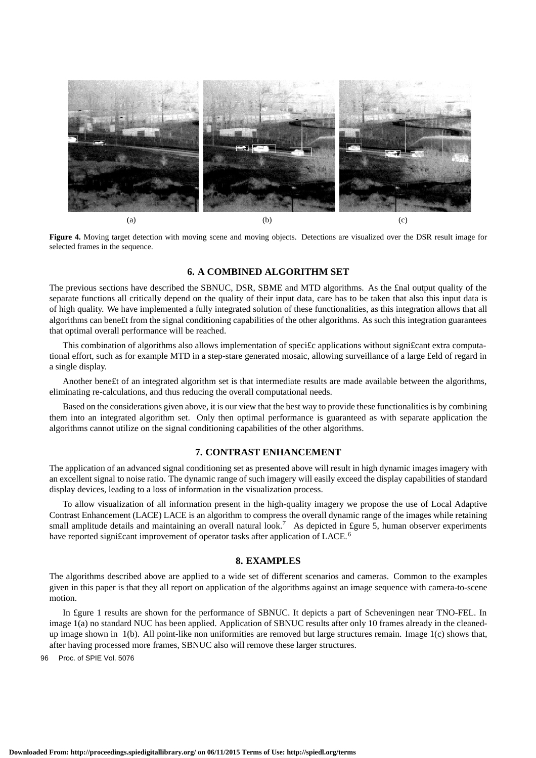(a) (b) (c)

**Figure 4.** Moving target detection with moving scene and moving objects. Detections are visualized over the DSR result image for selected frames in the sequence.

## 6. A COMBINED ALGORITHM SET

The previous sections have described the SBNUC, DSR, SBME and MTD algorithms. As the final output quality of the separate functions all critically depend on the quality of their input data, care has to be taken that also this input data is of high quality. We have implemented a fully integrated solution of these functionalities, as this integration allows that all algorithms can benefit from the signal conditioning capabilities of the other algorithms. As such this integration guarantees that optimal overall performance will be reached.

This combination of algorithms also allows implementation of specific applications without significant extra computational effort, such as for example MTD in a step-stare generated mosaic, allowing surveillance of a large field of regard in a single display.

Another benefit of an integrated algorithm set is that intermediate results are made available between the algorithms, eliminating re-calculations, and thus reducing the overall computational needs.

Based on the considerations given above, it is our view that the best way to provide these functionalities is by combining them into an integrated algorithm set. Only then optimal performance is guaranteed as with separate application the algorithms cannot utilize on the signal conditioning capabilities of the other algorithms.

## 7. CONTRAST ENHANCEMENT

The application of an advanced signal conditioning set as presented above will result in high dynamic images imagery with an excellent signal to noise ratio. The dynamic range of such imagery will easily exceed the display capabilities of standard display devices, leading to a loss of information in the visualization process.

To allow visualization of all information present in the high-quality imagery we propose the use of Local Adaptive Contrast Enhancement (LACE) LACE is an algorithm to compress the overall dynamic range of the images while retaining small amplitude details and maintaining an overall natural look.[7] As depicted in figure 5, human observer experiments have reported significant improvement of operator tasks after application of LACE.[6]

## 8. EXAMPLES

The algorithms described above are applied to a wide set of different scenarios and cameras. Common to the examples given in this paper is that they all report on application of the algorithms against an image sequence with camera-to-scene motion.

In figure 1 results are shown for the performance of SBNUC. It depicts a part of Scheveningen near TNO-FEL. In image 1(a) no standard NUC has been applied. Application of SBNUC results after only 10 frames already in the cleaned-up image shown in 1(b). All point-like non uniformities are removed but large structures remain. Image 1(c) shows that, after having processed more frames, SBNUC also will remove these larger structures.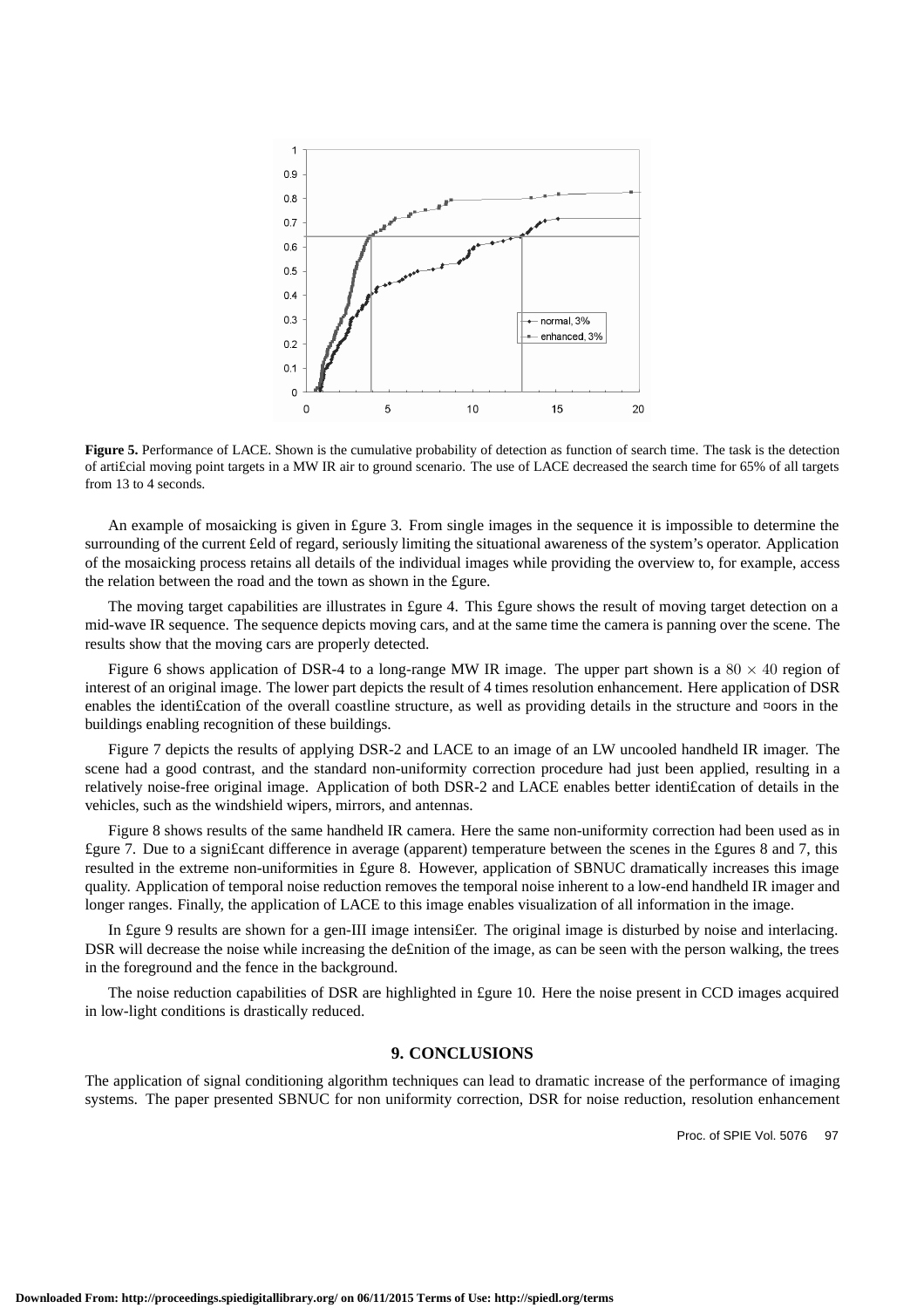1
0.9
0.8
0.7
0.6
0.5
0.4
0.3
0.2
0.1
0
0 5 10 15 20

normal, 3%
enhanced, 3%

**Figure 5.** Performance of LACE. Shown is the cumulative probability of detection as function of search time. The task is the detection of artificial moving point targets in a MW IR air to ground scenario. The use of LACE decreased the search time for 65% of all targets from 13 to 4 seconds.

An example of mosaicking is given in figure 3. From single images in the sequence it is impossible to determine the surrounding of the current field of regard, seriously limiting the situational awareness of the system's operator. Application of the mosaicking process retains all details of the individual images while providing the overview to, for example, access the relation between the road and the town as shown in the figure.

The moving target capabilities are illustrates in figure 4. This figure shows the result of moving target detection on a mid-wave IR sequence. The sequence depicts moving cars, and at the same time the camera is panning over the scene. The results show that the moving cars are properly detected.

Figure 6 shows application of DSR-4 to a long-range MW IR image. The upper part shown is a $80 \times 40$ region of interest of an original image. The lower part depicts the result of 4 times resolution enhancement. Here application of DSR enables the identification of the overall coastline structure, as well as providing details in the structure and floors in the buildings enabling recognition of these buildings.

Figure 7 depicts the results of applying DSR-2 and LACE to an image of an LW uncooled handheld IR imager. The scene had a good contrast, and the standard non-uniformity correction procedure had just been applied, resulting in a relatively noise-free original image. Application of both DSR-2 and LACE enables better identification of details in the vehicles, such as the windshield wipers, mirrors, and antennas.

Figure 8 shows results of the same handheld IR camera. Here the same non-uniformity correction had been used as in figure 7. Due to a significant difference in average (apparent) temperature between the scenes in the figures 8 and 7, this resulted in the extreme non-uniformities in figure 8. However, application of SBNUC dramatically increases this image quality. Application of temporal noise reduction removes the temporal noise inherent to a low-end handheld IR imager and longer ranges. Finally, the application of LACE to this image enables visualization of all information in the image.

In figure 9 results are shown for a gen-III image intensifier. The original image is disturbed by noise and interlacing. DSR will decrease the noise while increasing the definition of the image, as can be seen with the person walking, the trees in the foreground and the fence in the background.

The noise reduction capabilities of DSR are highlighted in figure 10. Here the noise present in CCD images acquired in low-light conditions is drastically reduced.

## 9. CONCLUSIONS

The application of signal conditioning algorithm techniques can lead to dramatic increase of the performance of imaging systems. The paper presented SBNUC for non uniformity correction, DSR for noise reduction, resolution enhancement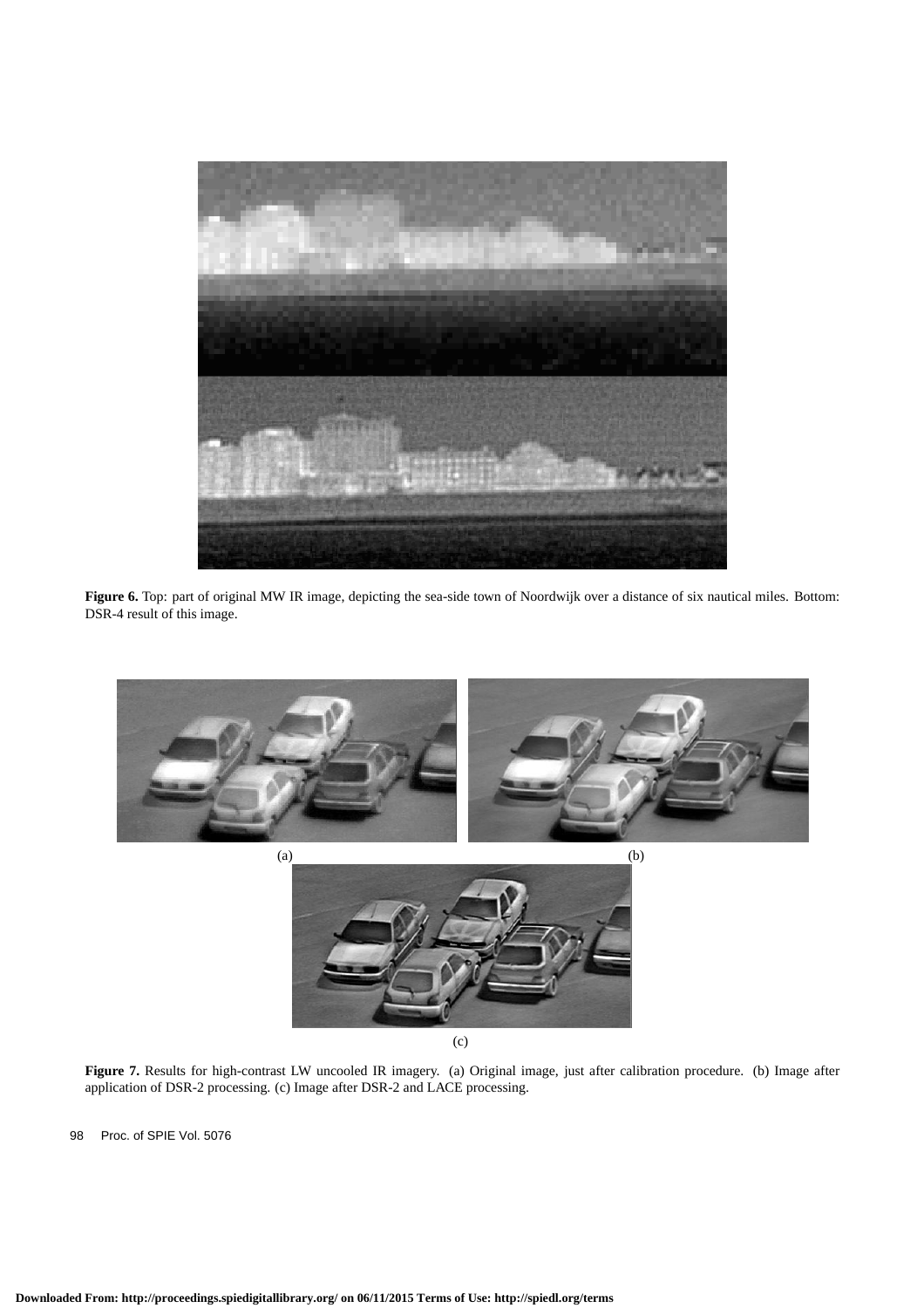**Figure 6.** Top: part of original MW IR image, depicting the sea-side town of Noordwijk over a distance of six nautical miles. Bottom: DSR-4 result of this image.

(a)

(b)

(c)

**Figure 7.** Results for high-contrast LW uncooled IR imagery. (a) Original image, just after calibration procedure. (b) Image after application of DSR-2 processing. (c) Image after DSR-2 and LACE processing.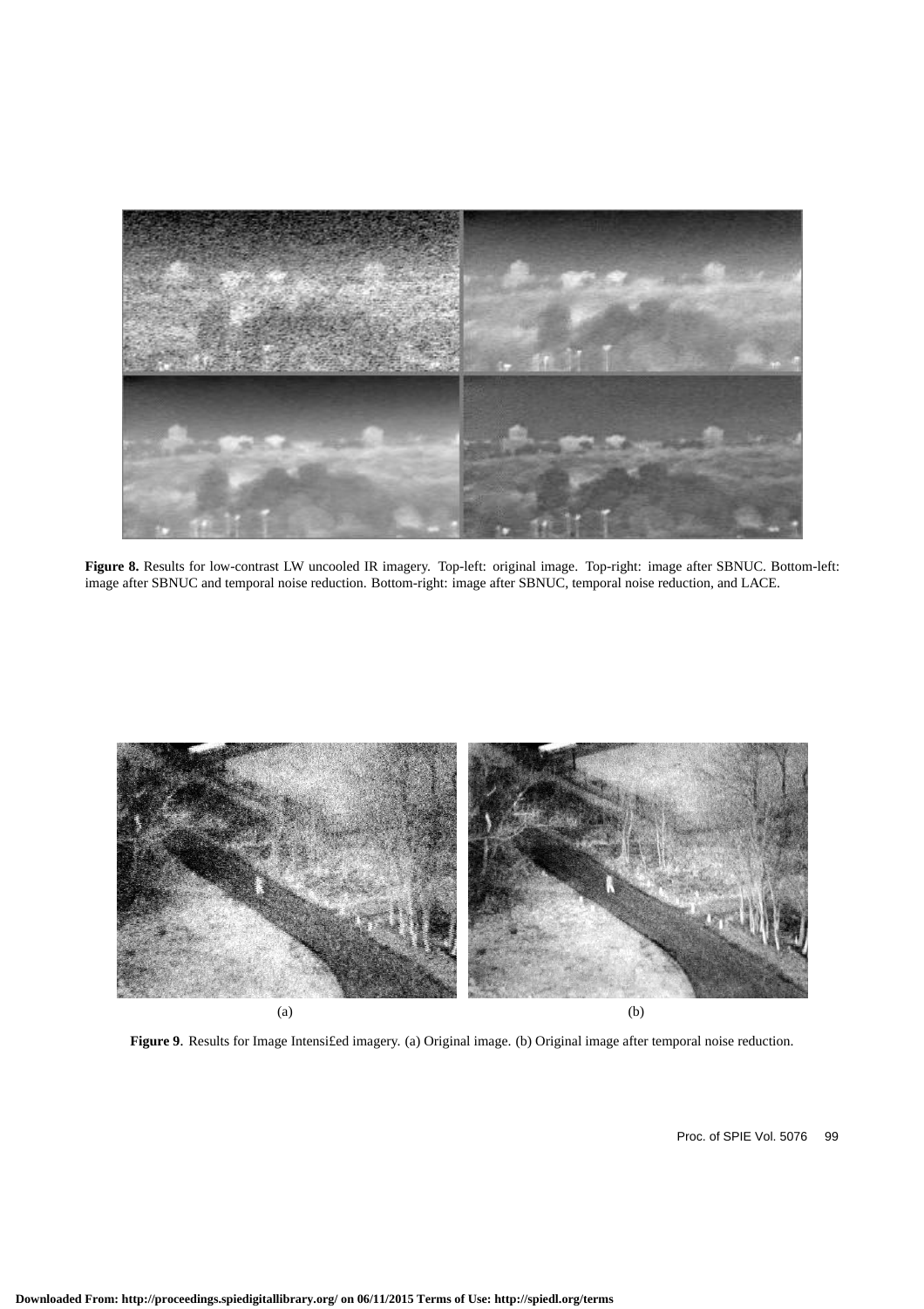**Figure 8.** Results for low-contrast LW uncooled IR imagery. Top-left: original image. Top-right: image after SBNUC. Bottom-left: image after SBNUC and temporal noise reduction. Bottom-right: image after SBNUC, temporal noise reduction, and LACE.

(a)

(b)

**Figure 9**. Results for Image Intensi£ed imagery. (a) Original image. (b) Original image after temporal noise reduction.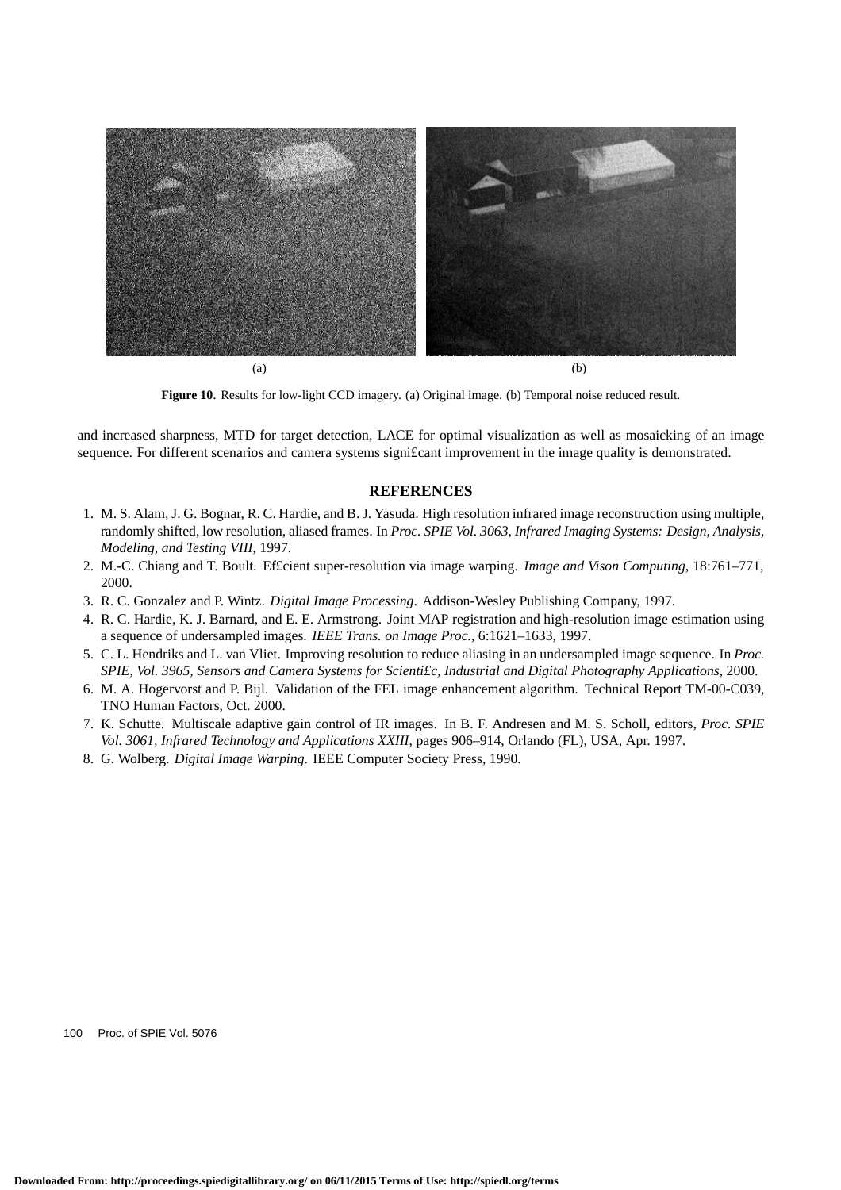(a) (b)

**Figure 10**. Results for low-light CCD imagery. (a) Original image. (b) Temporal noise reduced result.

and increased sharpness, MTD for target detection, LACE for optimal visualization as well as mosaicking of an image sequence. For different scenarios and camera systems signi£cant improvement in the image quality is demonstrated.

## REFERENCES

1. M. S. Alam, J. G. Bognar, R. C. Hardie, and B. J. Yasuda. High resolution infrared image reconstruction using multiple, randomly shifted, low resolution, aliased frames. In *Proc. SPIE Vol. 3063, Infrared Imaging Systems: Design, Analysis, Modeling, and Testing VIII*, 1997.
2. M.-C. Chiang and T. Boult. Ef£cient super-resolution via image warping. *Image and Vison Computing*, 18:761–771, 2000.
3. R. C. Gonzalez and P. Wintz. *Digital Image Processing*. Addison-Wesley Publishing Company, 1997.
4. R. C. Hardie, K. J. Barnard, and E. E. Armstrong. Joint MAP registration and high-resolution image estimation using a sequence of undersampled images. *IEEE Trans. on Image Proc.*, 6:1621–1633, 1997.
5. C. L. Hendriks and L. van Vliet. Improving resolution to reduce aliasing in an undersampled image sequence. In *Proc. SPIE, Vol. 3965, Sensors and Camera Systems for Scienti£c, Industrial and Digital Photography Applications*, 2000.
6. M. A. Hogervorst and P. Bijl. Validation of the FEL image enhancement algorithm. Technical Report TM-00-C039, TNO Human Factors, Oct. 2000.
7. K. Schutte. Multiscale adaptive gain control of IR images. In B. F. Andresen and M. S. Scholl, editors, *Proc. SPIE Vol. 3061, Infrared Technology and Applications XXIII*, pages 906–914, Orlando (FL), USA, Apr. 1997.
8. G. Wolberg. *Digital Image Warping*. IEEE Computer Society Press, 1990.